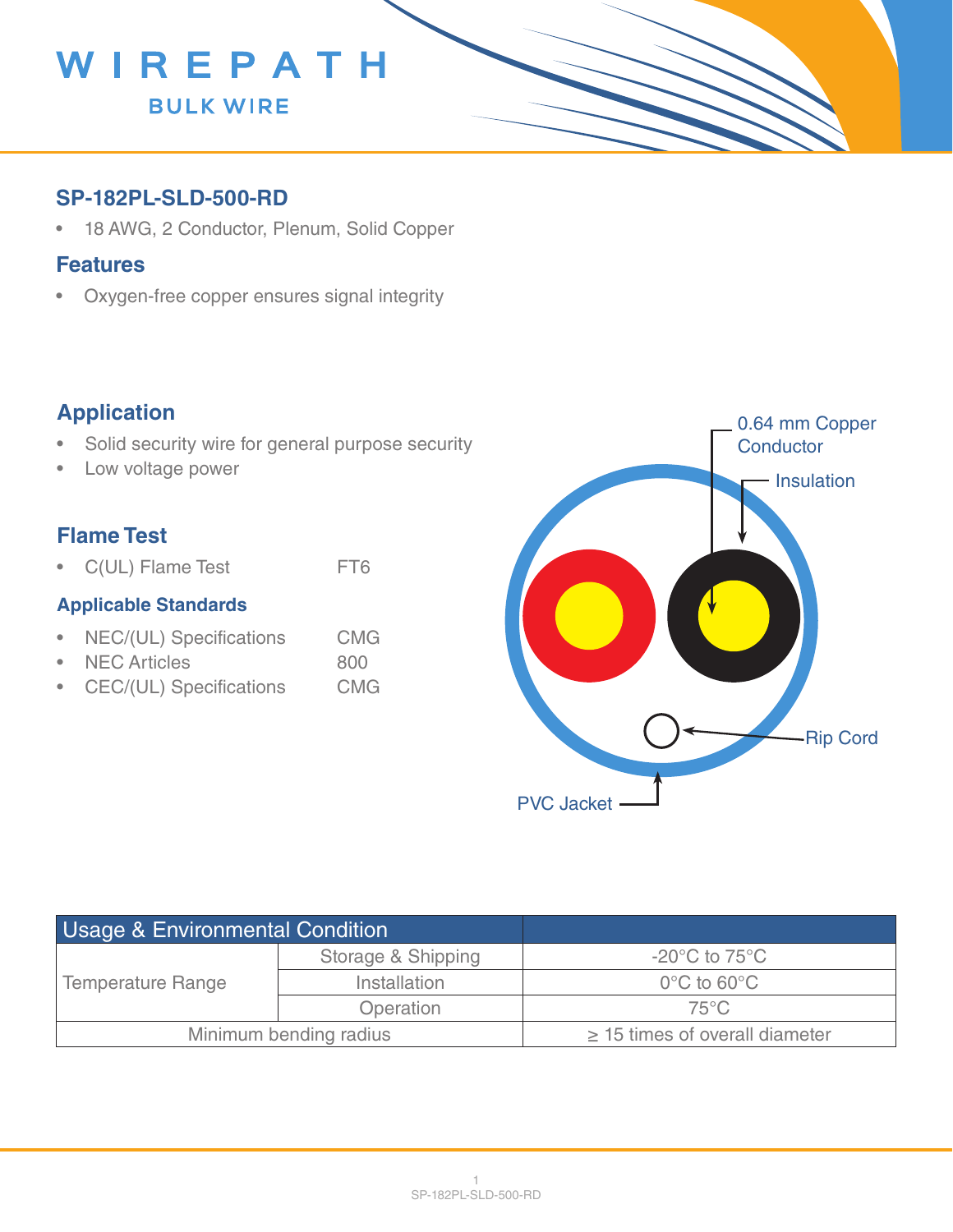# WIREPATH

BULK WIRE

## SP-182PL-SLD-500-RD

- 18 AWG, 2 Conductor, Plenum, Solid Copper

## Features

- Oxygen-free copper ensures signal integrity

## Application

- Solid security wire for general purpose security
- Low voltage power

## Flame Test

- C(UL) Flame Test FT6

### Applicable Standards

- NEC/(UL) Specifications CMG
- NEC Articles 800
- CEC/(UL) Specifications CMG

0.64 mm Copper Conductor

Insulation

Rip Cord

PVC Jacket

| Usage & Environmental Condition | | |
|---|---|---|
| Temperature Range | Storage & Shipping | -20°C to 75°C |
| | Installation | 0°C to 60°C |
| | Operation | 75°C |
| Minimum bending radius | | ≥ 15 times of overall diameter |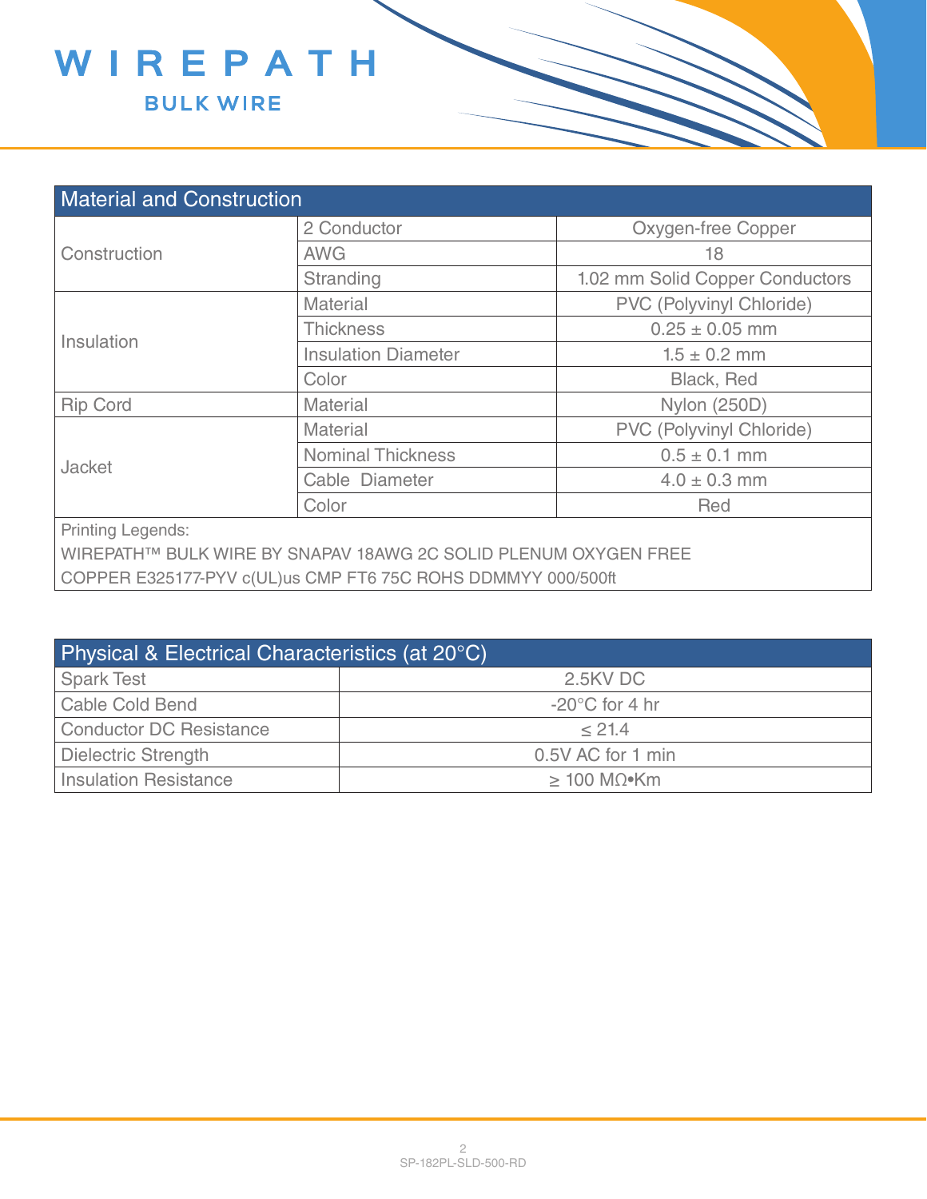# WIREPATH

BULK WIRE

| Material and Construction | | |
|---|---|---|
| Construction | 2 Conductor | Oxygen-free Copper |
| | AWG | 18 |
| | Stranding | 1.02 mm Solid Copper Conductors |
| Insulation | Material | PVC (Polyvinyl Chloride) |
| | Thickness | 0.25 ± 0.05 mm |
| | Insulation Diameter | 1.5 ± 0.2 mm |
| | Color | Black, Red |
| Rip Cord | Material | Nylon (250D) |
| Jacket | Material | PVC (Polyvinyl Chloride) |
| | Nominal Thickness | 0.5 ± 0.1 mm |
| | Cable Diameter | 4.0 ± 0.3 mm |
| | Color | Red |
| Printing Legends: WIREPATH™ BULK WIRE BY SNAPAV 18AWG 2C SOLID PLENUM OXYGEN FREE COPPER E325177-PYV c(UL)us CMP FT6 75C ROHS DDMMYY 000/500ft | | |

| Physical & Electrical Characteristics (at 20°C) | |
|---|---|
| Spark Test | 2.5KV DC |
| Cable Cold Bend | -20°C for 4 hr |
| Conductor DC Resistance | ≤ 21.4 |
| Dielectric Strength | 0.5V AC for 1 min |
| Insulation Resistance | ≥ 100 MΩ•Km |

SP-182PL-SLD-500-RD